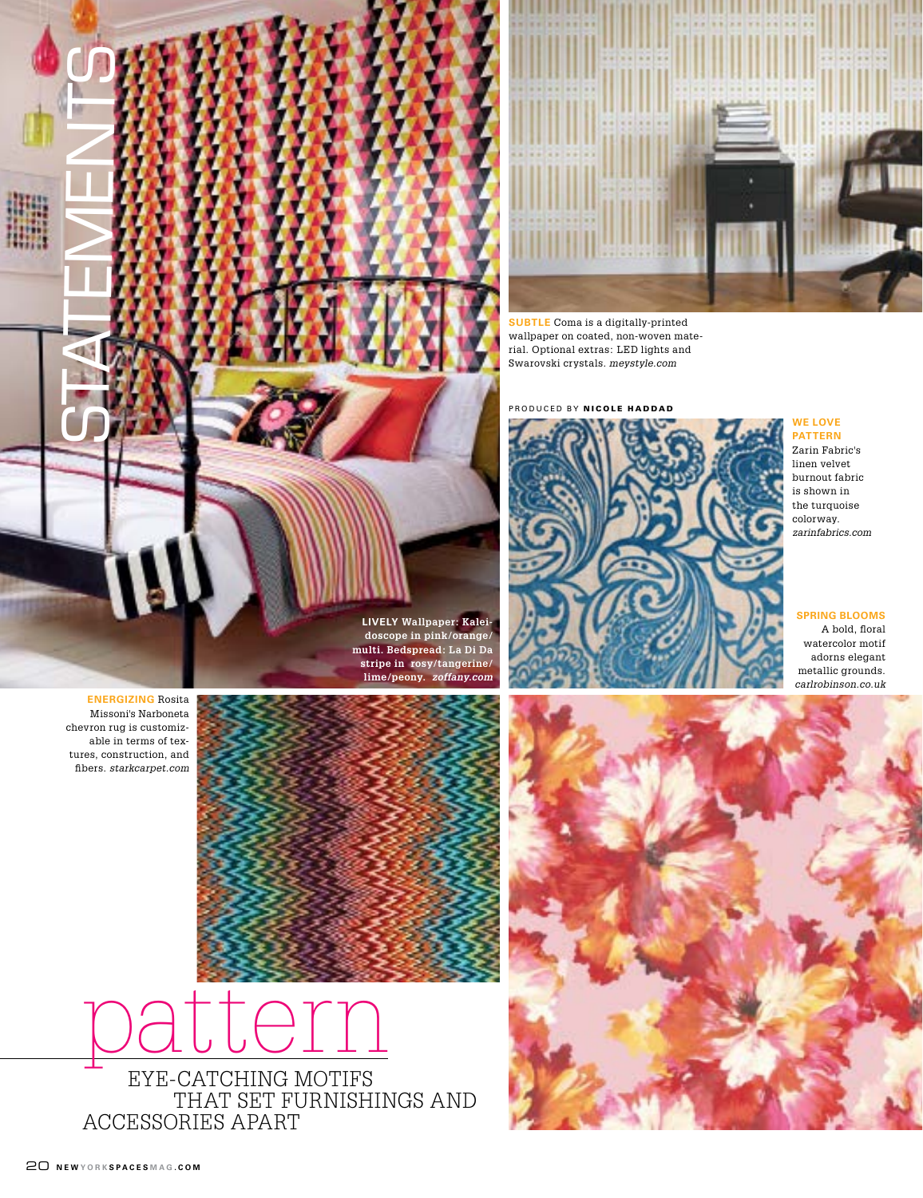# STATEMENTS

# pattern

## EYE-CATCHING MOTIFS THAT SET FURNISHINGS AND ACCESSORIES APART

PRODUCED BY **NICOLE HADDAD**

**LIVELY** Wallpaper: Kaleidoscope in pink/orange/multi. Bedspread: La Di Da stripe in rosy/tangerine/lime/peony. *zoffany.com*

**SUBTLE** Coma is a digitally-printed wallpaper on coated, non-woven material. Optional extras: LED lights and Swarovski crystals. *meystyle.com*

**WE LOVE PATTERN** Zarin Fabric's linen velvet burnout fabric is shown in the turquoise colorway. *zarinfabrics.com*

**SPRING BLOOMS** A bold, floral watercolor motif adorns elegant metallic grounds. *carlrobinson.co.uk*

**ENERGIZING** Rosita Missoni's Narboneta chevron rug is customizable in terms of textures, construction, and fibers. *starkcarpet.com*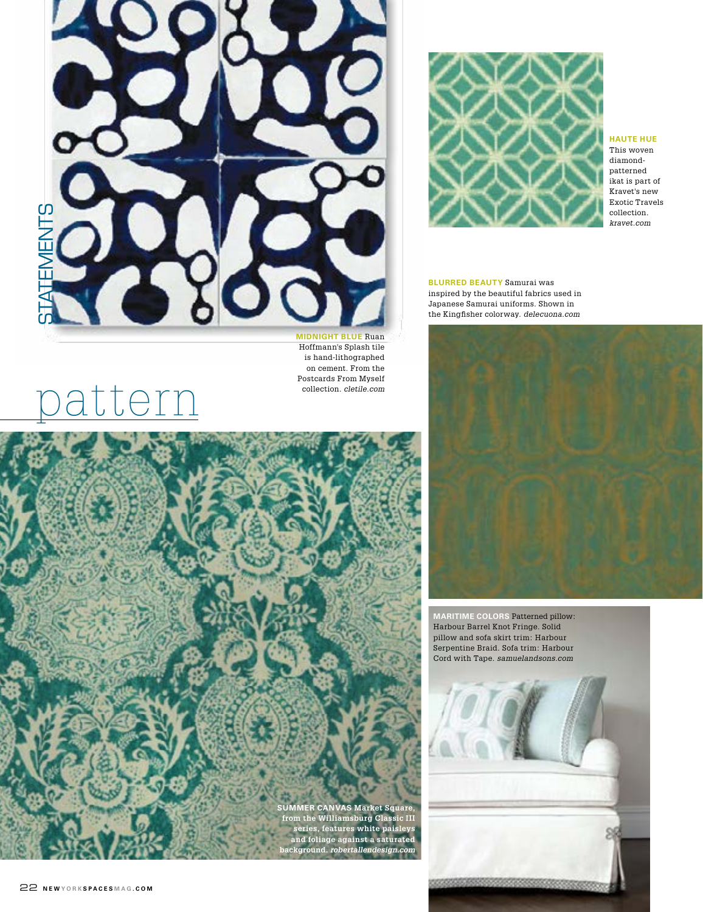# STATEMENTS

# pattern

**MIDNIGHT BLUE** Ruan Hoffmann's Splash tile is hand-lithographed on cement. From the Postcards From Myself collection. *cletile.com*

**HAUTE HUE** This woven diamond-patterned ikat is part of Kravet's new Exotic Travels collection. *kravet.com*

**BLURRED BEAUTY** Samurai was inspired by the beautiful fabrics used in Japanese Samurai uniforms. Shown in the Kingfisher colorway. *delecuona.com*

**SUMMER CANVAS** Market Square, from the Williamsburg Classic III series, features white paisleys and foliage against a saturated background. *robertallendesign.com*

**MARITIME COLORS** Patterned pillow: Harbour Barrel Knot Fringe. Solid pillow and sofa skirt trim: Harbour Serpentine Braid. Sofa trim: Harbour Cord with Tape. *samuelandsons.com*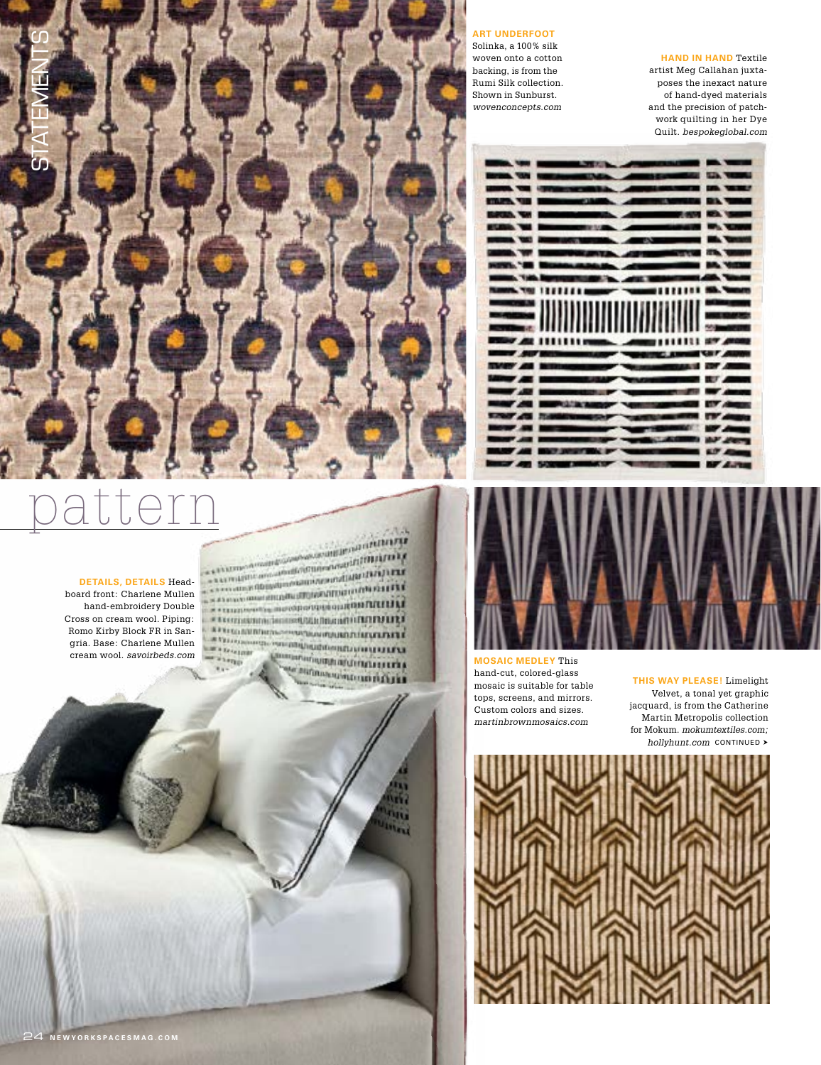# STATEMENTS

# pattern

**ART UNDERFOOT** Solinka, a 100% silk woven onto a cotton backing, is from the Rumi Silk collection. Shown in Sunburst. *wovenconcepts.com*

**HAND IN HAND** Textile artist Meg Callahan juxtaposes the inexact nature of hand-dyed materials and the precision of patchwork quilting in her Dye Quilt. *bespokeglobal.com*

**DETAILS, DETAILS** Headboard front: Charlene Mullen hand-embroidery Double Cross on cream wool. Piping: Romo Kirby Block FR in Sangria. Base: Charlene Mullen cream wool. *savoirbeds.com*

**MOSAIC MEDLEY** This hand-cut, colored-glass mosaic is suitable for table tops, screens, and mirrors. Custom colors and sizes. *martinbrownmosaics.com*

**THIS WAY PLEASE!** Limelight Velvet, a tonal yet graphic jacquard, is from the Catherine Martin Metropolis collection for Mokum. *mokumtextiles.com; hollyhunt.com* CONTINUED ➤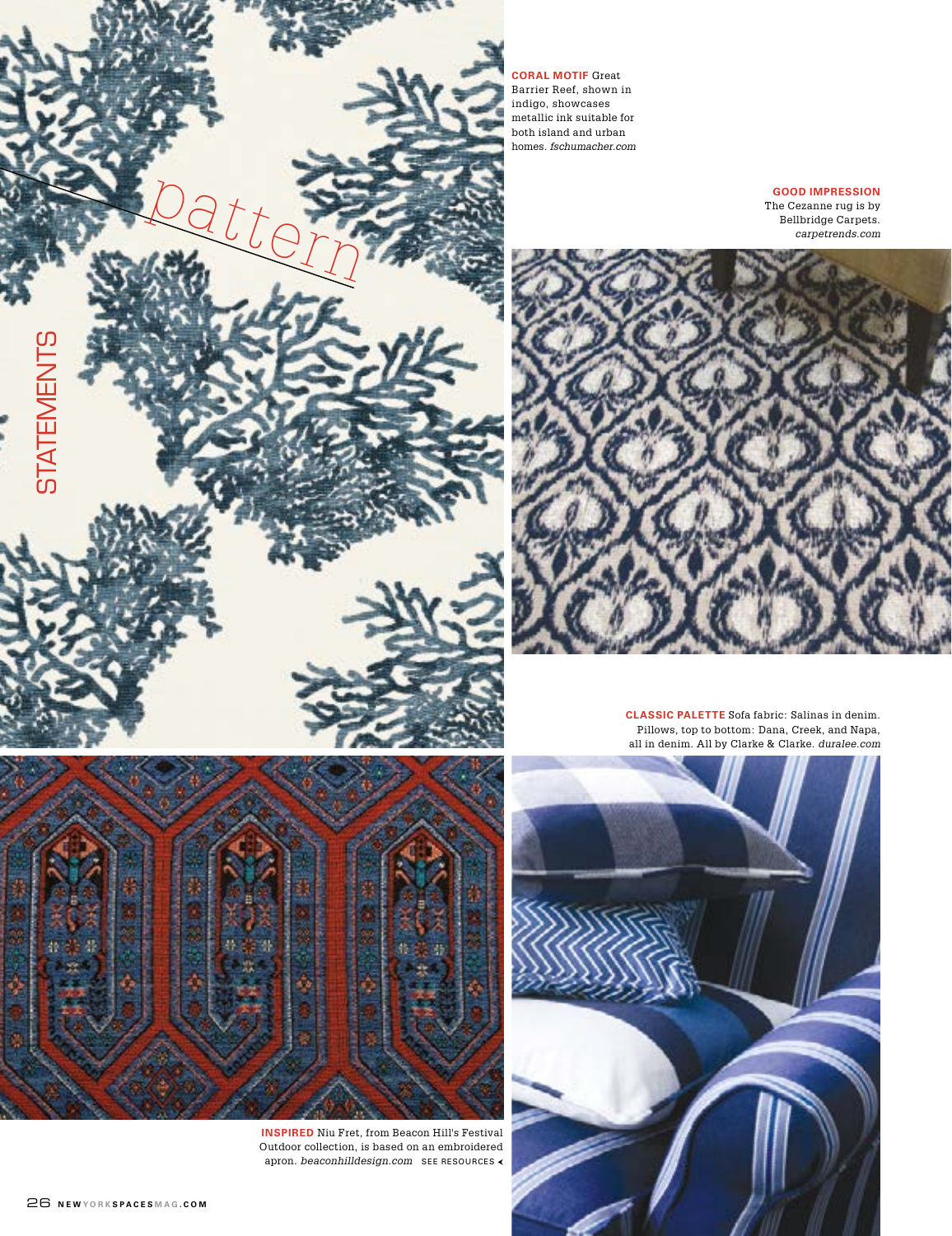# STATEMENTS

## pattern

**CORAL MOTIF** Great Barrier Reef, shown in indigo, showcases metallic ink suitable for both island and urban homes. *fschumacher.com*

**GOOD IMPRESSION** The Cezanne rug is by Bellbridge Carpets. *carpetrends.com*

**CLASSIC PALETTE** Sofa fabric: Salinas in denim. Pillows, top to bottom: Dana, Creek, and Napa, all in denim. All by Clarke & Clarke. *duralee.com*

**INSPIRED** Niu Fret, from Beacon Hill's Festival Outdoor collection, is based on an embroidered apron. *beaconhilldesign.com* SEE RESOURCES